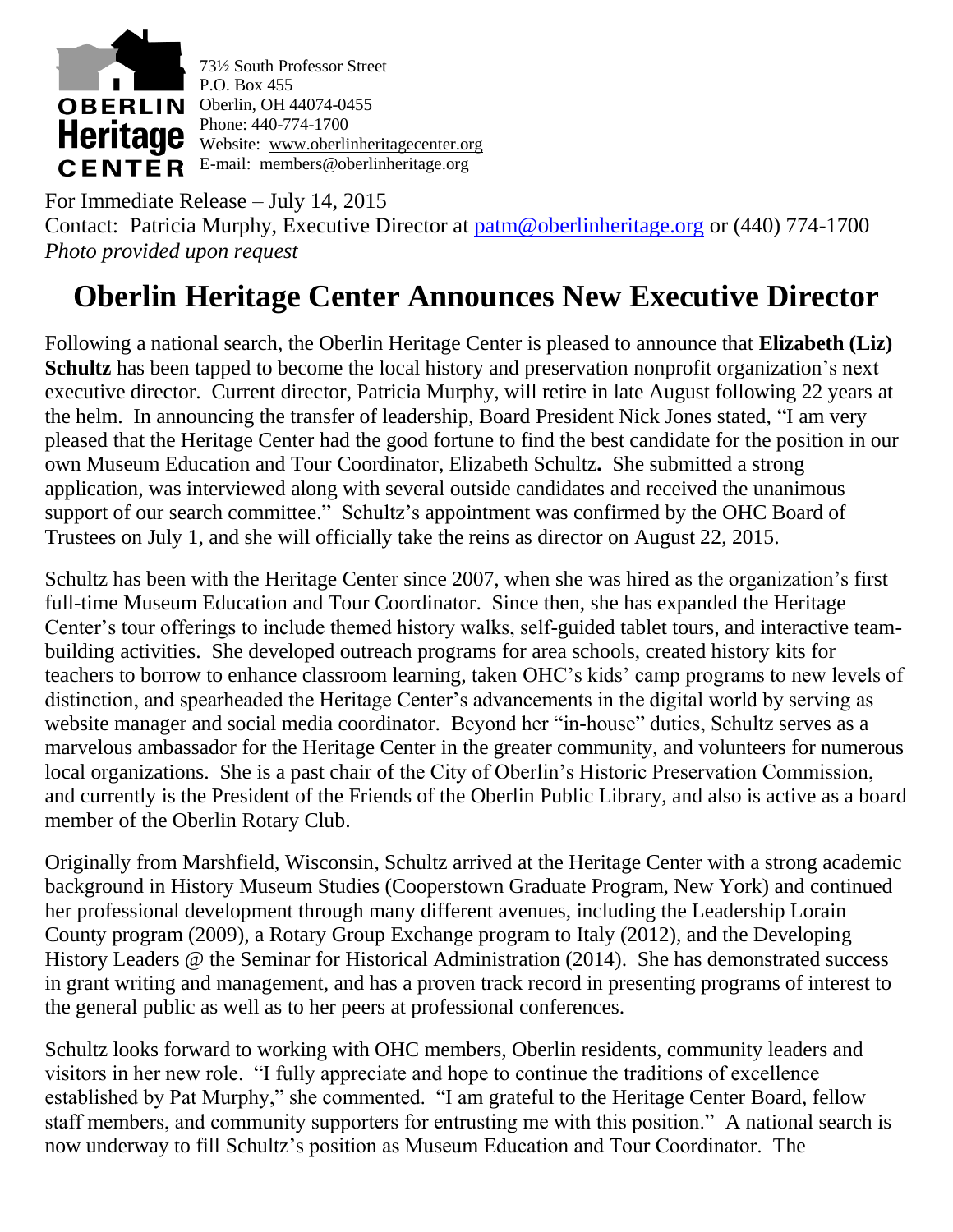**OBERLIN Heritage CENTER**

73½ South Professor Street
P.O. Box 455
Oberlin, OH 44074-0455
Phone: 440-774-1700
Website: www.oberlinheritagecenter.org
E-mail: members@oberlinheritage.org

For Immediate Release – July 14, 2015
Contact: Patricia Murphy, Executive Director at patm@oberlinheritage.org or (440) 774-1700
*Photo provided upon request*

# Oberlin Heritage Center Announces New Executive Director

Following a national search, the Oberlin Heritage Center is pleased to announce that **Elizabeth (Liz) Schultz** has been tapped to become the local history and preservation nonprofit organization's next executive director. Current director, Patricia Murphy, will retire in late August following 22 years at the helm. In announcing the transfer of leadership, Board President Nick Jones stated, "I am very pleased that the Heritage Center had the good fortune to find the best candidate for the position in our own Museum Education and Tour Coordinator, Elizabeth Schultz**.** She submitted a strong application, was interviewed along with several outside candidates and received the unanimous support of our search committee." Schultz's appointment was confirmed by the OHC Board of Trustees on July 1, and she will officially take the reins as director on August 22, 2015.

Schultz has been with the Heritage Center since 2007, when she was hired as the organization's first full-time Museum Education and Tour Coordinator. Since then, she has expanded the Heritage Center's tour offerings to include themed history walks, self-guided tablet tours, and interactive team-building activities. She developed outreach programs for area schools, created history kits for teachers to borrow to enhance classroom learning, taken OHC's kids' camp programs to new levels of distinction, and spearheaded the Heritage Center's advancements in the digital world by serving as website manager and social media coordinator. Beyond her "in-house" duties, Schultz serves as a marvelous ambassador for the Heritage Center in the greater community, and volunteers for numerous local organizations. She is a past chair of the City of Oberlin's Historic Preservation Commission, and currently is the President of the Friends of the Oberlin Public Library, and also is active as a board member of the Oberlin Rotary Club.

Originally from Marshfield, Wisconsin, Schultz arrived at the Heritage Center with a strong academic background in History Museum Studies (Cooperstown Graduate Program, New York) and continued her professional development through many different avenues, including the Leadership Lorain County program (2009), a Rotary Group Exchange program to Italy (2012), and the Developing History Leaders @ the Seminar for Historical Administration (2014). She has demonstrated success in grant writing and management, and has a proven track record in presenting programs of interest to the general public as well as to her peers at professional conferences.

Schultz looks forward to working with OHC members, Oberlin residents, community leaders and visitors in her new role. "I fully appreciate and hope to continue the traditions of excellence established by Pat Murphy," she commented. "I am grateful to the Heritage Center Board, fellow staff members, and community supporters for entrusting me with this position." A national search is now underway to fill Schultz's position as Museum Education and Tour Coordinator. The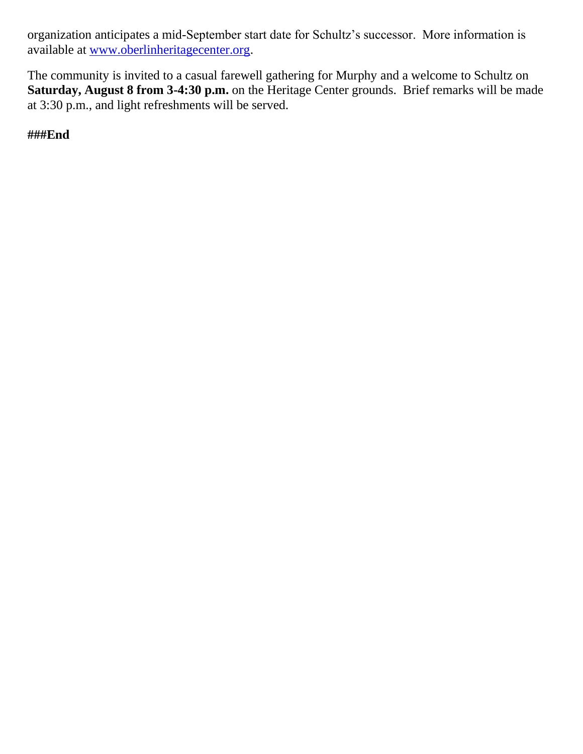organization anticipates a mid-September start date for Schultz's successor. More information is available at [www.oberlinheritagecenter.org](http://www.oberlinheritagecenter.org).

The community is invited to a casual farewell gathering for Murphy and a welcome to Schultz on **Saturday, August 8 from 3-4:30 p.m.** on the Heritage Center grounds. Brief remarks will be made at 3:30 p.m., and light refreshments will be served.

**###End**